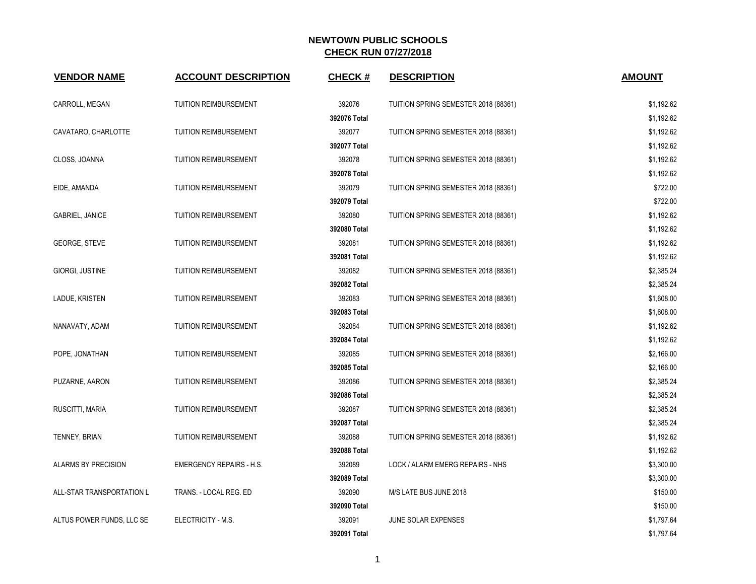# NEWTOWN PUBLIC SCHOOLS

## CHECK RUN 07/27/2018

| VENDOR NAME | ACCOUNT DESCRIPTION | CHECK # | DESCRIPTION | AMOUNT |
|---|---|---|---|---|
| CARROLL, MEGAN | TUITION REIMBURSEMENT | 392076 | TUITION SPRING SEMESTER 2018 (88361) | $1,192.62 |
| | | **392076 Total** | | $1,192.62 |
| CAVATARO, CHARLOTTE | TUITION REIMBURSEMENT | 392077 | TUITION SPRING SEMESTER 2018 (88361) | $1,192.62 |
| | | **392077 Total** | | $1,192.62 |
| CLOSS, JOANNA | TUITION REIMBURSEMENT | 392078 | TUITION SPRING SEMESTER 2018 (88361) | $1,192.62 |
| | | **392078 Total** | | $1,192.62 |
| EIDE, AMANDA | TUITION REIMBURSEMENT | 392079 | TUITION SPRING SEMESTER 2018 (88361) | $722.00 |
| | | **392079 Total** | | $722.00 |
| GABRIEL, JANICE | TUITION REIMBURSEMENT | 392080 | TUITION SPRING SEMESTER 2018 (88361) | $1,192.62 |
| | | **392080 Total** | | $1,192.62 |
| GEORGE, STEVE | TUITION REIMBURSEMENT | 392081 | TUITION SPRING SEMESTER 2018 (88361) | $1,192.62 |
| | | **392081 Total** | | $1,192.62 |
| GIORGI, JUSTINE | TUITION REIMBURSEMENT | 392082 | TUITION SPRING SEMESTER 2018 (88361) | $2,385.24 |
| | | **392082 Total** | | $2,385.24 |
| LADUE, KRISTEN | TUITION REIMBURSEMENT | 392083 | TUITION SPRING SEMESTER 2018 (88361) | $1,608.00 |
| | | **392083 Total** | | $1,608.00 |
| NANAVATY, ADAM | TUITION REIMBURSEMENT | 392084 | TUITION SPRING SEMESTER 2018 (88361) | $1,192.62 |
| | | **392084 Total** | | $1,192.62 |
| POPE, JONATHAN | TUITION REIMBURSEMENT | 392085 | TUITION SPRING SEMESTER 2018 (88361) | $2,166.00 |
| | | **392085 Total** | | $2,166.00 |
| PUZARNE, AARON | TUITION REIMBURSEMENT | 392086 | TUITION SPRING SEMESTER 2018 (88361) | $2,385.24 |
| | | **392086 Total** | | $2,385.24 |
| RUSCITTI, MARIA | TUITION REIMBURSEMENT | 392087 | TUITION SPRING SEMESTER 2018 (88361) | $2,385.24 |
| | | **392087 Total** | | $2,385.24 |
| TENNEY, BRIAN | TUITION REIMBURSEMENT | 392088 | TUITION SPRING SEMESTER 2018 (88361) | $1,192.62 |
| | | **392088 Total** | | $1,192.62 |
| ALARMS BY PRECISION | EMERGENCY REPAIRS - H.S. | 392089 | LOCK / ALARM EMERG REPAIRS - NHS | $3,300.00 |
| | | **392089 Total** | | $3,300.00 |
| ALL-STAR TRANSPORTATION L | TRANS. - LOCAL REG. ED | 392090 | M/S LATE BUS JUNE 2018 | $150.00 |
| | | **392090 Total** | | $150.00 |
| ALTUS POWER FUNDS, LLC SE | ELECTRICITY - M.S. | 392091 | JUNE SOLAR EXPENSES | $1,797.64 |
| | | **392091 Total** | | $1,797.64 |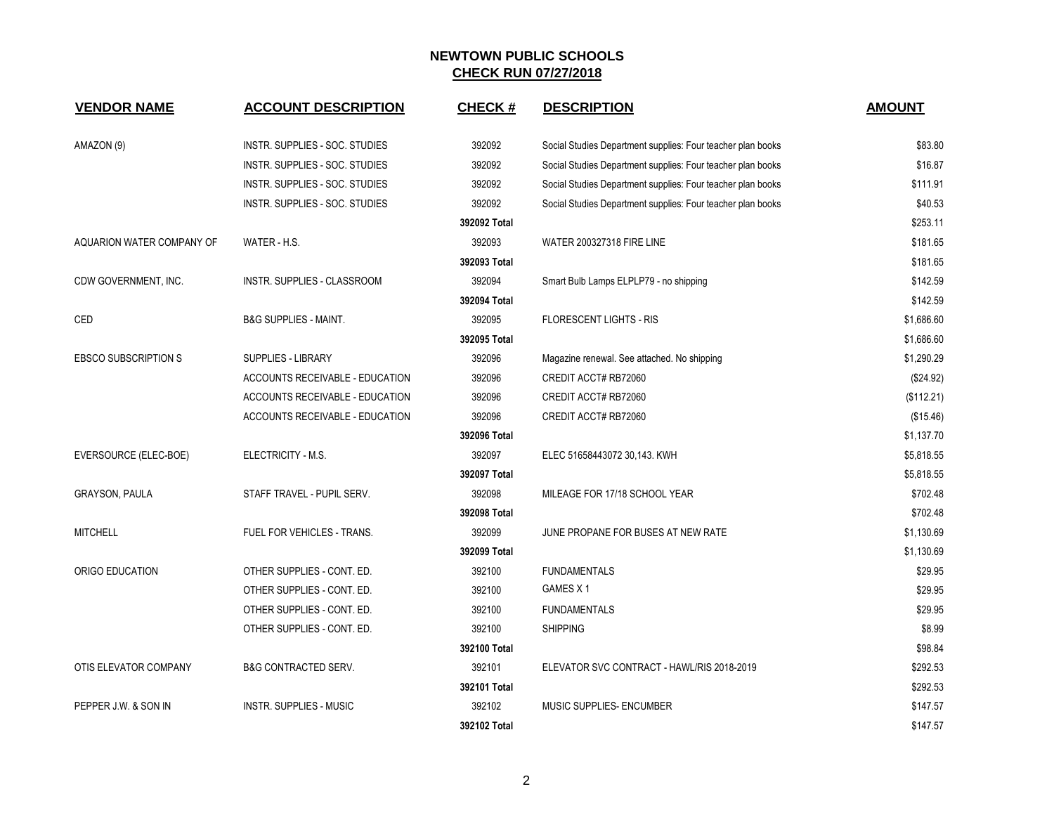## NEWTOWN PUBLIC SCHOOLS
## CHECK RUN 07/27/2018

| VENDOR NAME | ACCOUNT DESCRIPTION | CHECK # | DESCRIPTION | AMOUNT |
|---|---|---|---|---|
| AMAZON (9) | INSTR. SUPPLIES - SOC. STUDIES | 392092 | Social Studies Department supplies: Four teacher plan books | $83.80 |
| | INSTR. SUPPLIES - SOC. STUDIES | 392092 | Social Studies Department supplies: Four teacher plan books | $16.87 |
| | INSTR. SUPPLIES - SOC. STUDIES | 392092 | Social Studies Department supplies: Four teacher plan books | $111.91 |
| | INSTR. SUPPLIES - SOC. STUDIES | 392092 | Social Studies Department supplies: Four teacher plan books | $40.53 |
| | | **392092 Total** | | $253.11 |
| AQUARION WATER COMPANY OF | WATER - H.S. | 392093 | WATER 200327318 FIRE LINE | $181.65 |
| | | **392093 Total** | | $181.65 |
| CDW GOVERNMENT, INC. | INSTR. SUPPLIES - CLASSROOM | 392094 | Smart Bulb Lamps ELPLP79 - no shipping | $142.59 |
| | | **392094 Total** | | $142.59 |
| CED | B&G SUPPLIES - MAINT. | 392095 | FLORESCENT LIGHTS - RIS | $1,686.60 |
| | | **392095 Total** | | $1,686.60 |
| EBSCO SUBSCRIPTION S | SUPPLIES - LIBRARY | 392096 | Magazine renewal. See attached. No shipping | $1,290.29 |
| | ACCOUNTS RECEIVABLE - EDUCATION | 392096 | CREDIT ACCT# RB72060 | ($24.92) |
| | ACCOUNTS RECEIVABLE - EDUCATION | 392096 | CREDIT ACCT# RB72060 | ($112.21) |
| | ACCOUNTS RECEIVABLE - EDUCATION | 392096 | CREDIT ACCT# RB72060 | ($15.46) |
| | | **392096 Total** | | $1,137.70 |
| EVERSOURCE (ELEC-BOE) | ELECTRICITY - M.S. | 392097 | ELEC 51658443072 30,143. KWH | $5,818.55 |
| | | **392097 Total** | | $5,818.55 |
| GRAYSON, PAULA | STAFF TRAVEL - PUPIL SERV. | 392098 | MILEAGE FOR 17/18 SCHOOL YEAR | $702.48 |
| | | **392098 Total** | | $702.48 |
| MITCHELL | FUEL FOR VEHICLES - TRANS. | 392099 | JUNE PROPANE FOR BUSES AT NEW RATE | $1,130.69 |
| | | **392099 Total** | | $1,130.69 |
| ORIGO EDUCATION | OTHER SUPPLIES - CONT. ED. | 392100 | FUNDAMENTALS | $29.95 |
| | OTHER SUPPLIES - CONT. ED. | 392100 | GAMES X 1 | $29.95 |
| | OTHER SUPPLIES - CONT. ED. | 392100 | FUNDAMENTALS | $29.95 |
| | OTHER SUPPLIES - CONT. ED. | 392100 | SHIPPING | $8.99 |
| | | **392100 Total** | | $98.84 |
| OTIS ELEVATOR COMPANY | B&G CONTRACTED SERV. | 392101 | ELEVATOR SVC CONTRACT - HAWL/RIS 2018-2019 | $292.53 |
| | | **392101 Total** | | $292.53 |
| PEPPER J.W. & SON IN | INSTR. SUPPLIES - MUSIC | 392102 | MUSIC SUPPLIES- ENCUMBER | $147.57 |
| | | **392102 Total** | | $147.57 |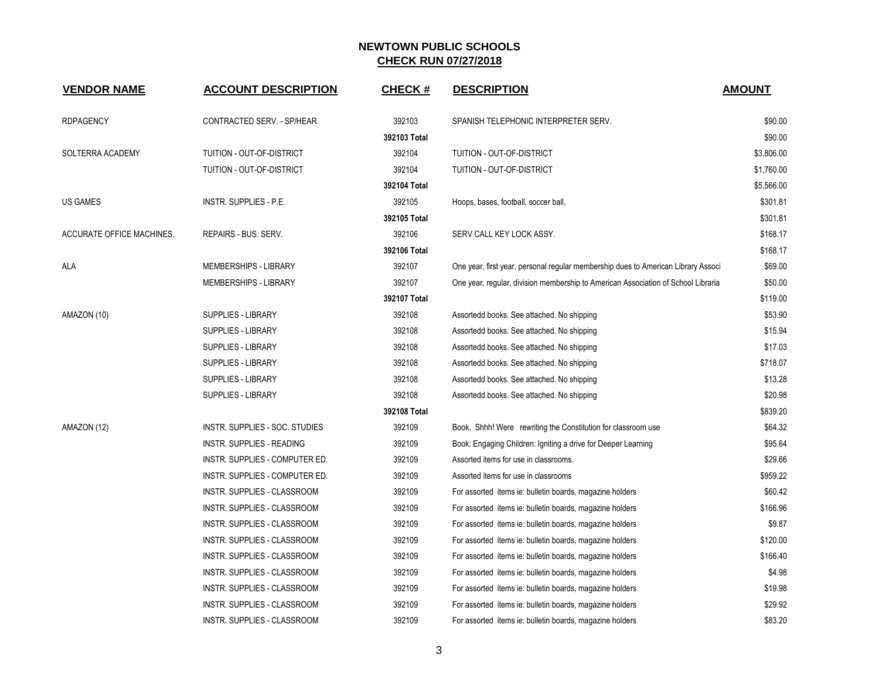## NEWTOWN PUBLIC SCHOOLS

## CHECK RUN 07/27/2018

| VENDOR NAME | ACCOUNT DESCRIPTION | CHECK # | DESCRIPTION | AMOUNT |
|---|---|---|---|---|
| RDPAGENCY | CONTRACTED SERV. - SP/HEAR. | 392103 | SPANISH TELEPHONIC INTERPRETER SERV. | $90.00 |
| | | 392103 Total | | $90.00 |
| SOLTERRA ACADEMY | TUITION - OUT-OF-DISTRICT | 392104 | TUITION - OUT-OF-DISTRICT | $3,806.00 |
| | TUITION - OUT-OF-DISTRICT | 392104 | TUITION - OUT-OF-DISTRICT | $1,760.00 |
| | | 392104 Total | | $5,566.00 |
| US GAMES | INSTR. SUPPLIES - P.E. | 392105 | Hoops, bases, football, soccer ball, | $301.81 |
| | | 392105 Total | | $301.81 |
| ACCURATE OFFICE MACHINES, | REPAIRS - BUS. SERV. | 392106 | SERV CALL KEY LOCK ASSY. | $168.17 |
| | | 392106 Total | | $168.17 |
| ALA | MEMBERSHIPS - LIBRARY | 392107 | One year, first year, personal regular membership dues to American Library Associ | $69.00 |
| | MEMBERSHIPS - LIBRARY | 392107 | One year, regular, division membership to American Association of School Libraria | $50.00 |
| | | 392107 Total | | $119.00 |
| AMAZON (10) | SUPPLIES - LIBRARY | 392108 | Assortedd books. See attached. No shipping | $53.90 |
| | SUPPLIES - LIBRARY | 392108 | Assortedd books. See attached. No shipping | $15.94 |
| | SUPPLIES - LIBRARY | 392108 | Assortedd books. See attached. No shipping | $17.03 |
| | SUPPLIES - LIBRARY | 392108 | Assortedd books. See attached. No shipping | $718.07 |
| | SUPPLIES - LIBRARY | 392108 | Assortedd books. See attached. No shipping | $13.28 |
| | SUPPLIES - LIBRARY | 392108 | Assortedd books. See attached. No shipping | $20.98 |
| | | 392108 Total | | $839.20 |
| AMAZON (12) | INSTR. SUPPLIES - SOC. STUDIES | 392109 | Book, Shhh! Were rewriting the Constitution for classroom use | $64.32 |
| | INSTR. SUPPLIES - READING | 392109 | Book: Engaging Children: Igniting a drive for Deeper Learning | $95.64 |
| | INSTR. SUPPLIES - COMPUTER ED. | 392109 | Assorted items for use in classrooms. | $29.66 |
| | INSTR. SUPPLIES - COMPUTER ED. | 392109 | Assorted items for use in classrooms | $959.22 |
| | INSTR. SUPPLIES - CLASSROOM | 392109 | For assorted items ie: bulletin boards, magazine holders | $60.42 |
| | INSTR. SUPPLIES - CLASSROOM | 392109 | For assorted items ie: bulletin boards, magazine holders | $166.96 |
| | INSTR. SUPPLIES - CLASSROOM | 392109 | For assorted items ie: bulletin boards, magazine holders | $9.87 |
| | INSTR. SUPPLIES - CLASSROOM | 392109 | For assorted items ie: bulletin boards, magazine holders | $120.00 |
| | INSTR. SUPPLIES - CLASSROOM | 392109 | For assorted items ie: bulletin boards, magazine holders | $166.40 |
| | INSTR. SUPPLIES - CLASSROOM | 392109 | For assorted items ie: bulletin boards, magazine holders | $4.98 |
| | INSTR. SUPPLIES - CLASSROOM | 392109 | For assorted items ie: bulletin boards, magazine holders | $19.98 |
| | INSTR. SUPPLIES - CLASSROOM | 392109 | For assorted items ie: bulletin boards, magazine holders | $29.92 |
| | INSTR. SUPPLIES - CLASSROOM | 392109 | For assorted items ie: bulletin boards, magazine holders | $83.20 |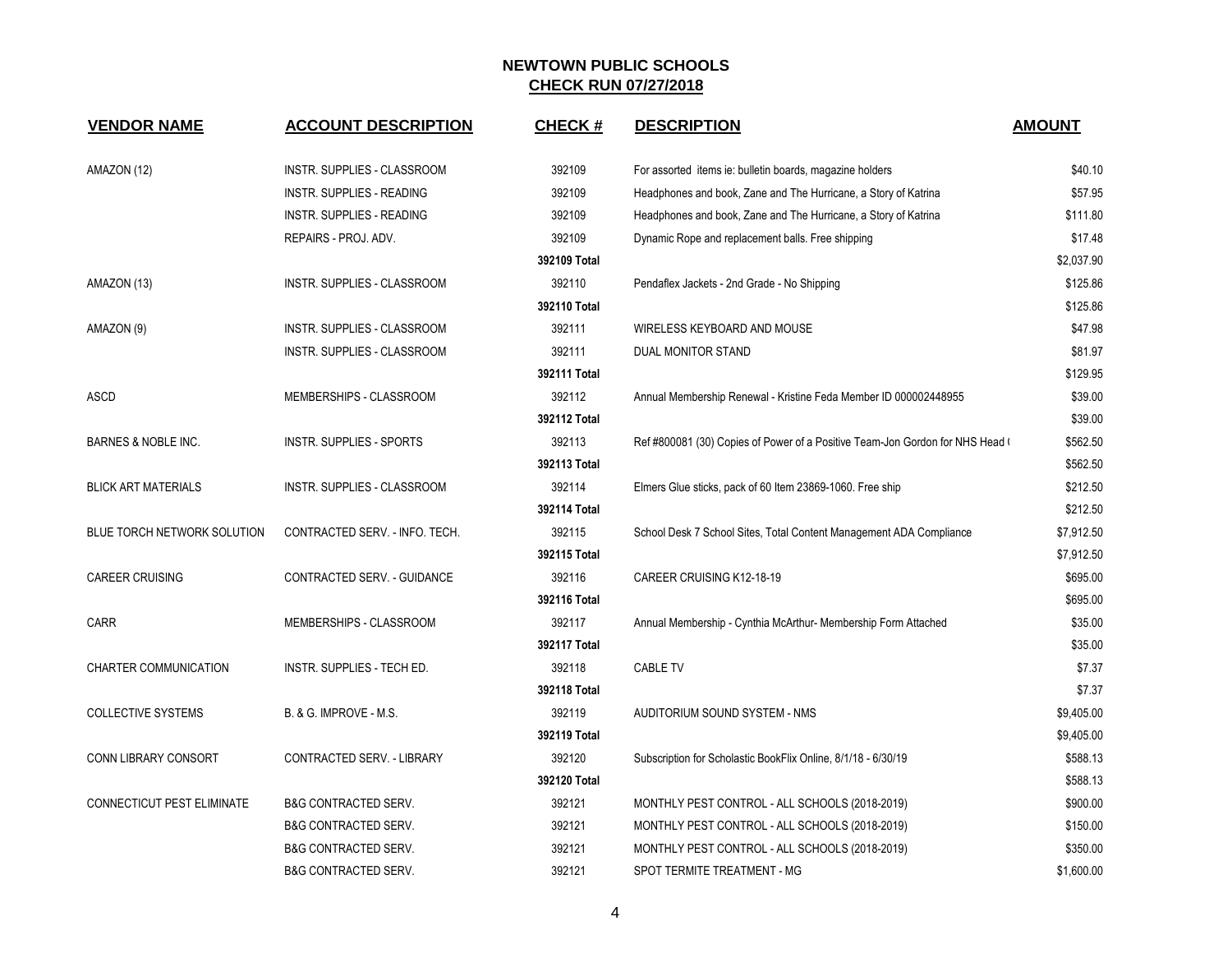# NEWTOWN PUBLIC SCHOOLS

## CHECK RUN 07/27/2018

| VENDOR NAME | ACCOUNT DESCRIPTION | CHECK # | DESCRIPTION | AMOUNT |
|---|---|---|---|---|
| AMAZON (12) | INSTR. SUPPLIES - CLASSROOM | 392109 | For assorted items ie: bulletin boards, magazine holders | $40.10 |
| | INSTR. SUPPLIES - READING | 392109 | Headphones and book, Zane and The Hurricane, a Story of Katrina | $57.95 |
| | INSTR. SUPPLIES - READING | 392109 | Headphones and book, Zane and The Hurricane, a Story of Katrina | $111.80 |
| | REPAIRS - PROJ. ADV. | 392109 | Dynamic Rope and replacement balls. Free shipping | $17.48 |
| | | 392109 Total | | $2,037.90 |
| AMAZON (13) | INSTR. SUPPLIES - CLASSROOM | 392110 | Pendaflex Jackets - 2nd Grade - No Shipping | $125.86 |
| | | 392110 Total | | $125.86 |
| AMAZON (9) | INSTR. SUPPLIES - CLASSROOM | 392111 | WIRELESS KEYBOARD AND MOUSE | $47.98 |
| | INSTR. SUPPLIES - CLASSROOM | 392111 | DUAL MONITOR STAND | $81.97 |
| | | 392111 Total | | $129.95 |
| ASCD | MEMBERSHIPS - CLASSROOM | 392112 | Annual Membership Renewal - Kristine Feda Member ID 000002448955 | $39.00 |
| | | 392112 Total | | $39.00 |
| BARNES & NOBLE INC. | INSTR. SUPPLIES - SPORTS | 392113 | Ref #800081 (30) Copies of Power of a Positive Team-Jon Gordon for NHS Head ( | $562.50 |
| | | 392113 Total | | $562.50 |
| BLICK ART MATERIALS | INSTR. SUPPLIES - CLASSROOM | 392114 | Elmers Glue sticks, pack of 60 Item 23869-1060. Free ship | $212.50 |
| | | 392114 Total | | $212.50 |
| BLUE TORCH NETWORK SOLUTION | CONTRACTED SERV. - INFO. TECH. | 392115 | School Desk 7 School Sites, Total Content Management ADA Compliance | $7,912.50 |
| | | 392115 Total | | $7,912.50 |
| CAREER CRUISING | CONTRACTED SERV. - GUIDANCE | 392116 | CAREER CRUISING K12-18-19 | $695.00 |
| | | 392116 Total | | $695.00 |
| CARR | MEMBERSHIPS - CLASSROOM | 392117 | Annual Membership - Cynthia McArthur- Membership Form Attached | $35.00 |
| | | 392117 Total | | $35.00 |
| CHARTER COMMUNICATION | INSTR. SUPPLIES - TECH ED. | 392118 | CABLE TV | $7.37 |
| | | 392118 Total | | $7.37 |
| COLLECTIVE SYSTEMS | B. & G. IMPROVE - M.S. | 392119 | AUDITORIUM SOUND SYSTEM - NMS | $9,405.00 |
| | | 392119 Total | | $9,405.00 |
| CONN LIBRARY CONSORT | CONTRACTED SERV. - LIBRARY | 392120 | Subscription for Scholastic BookFlix Online, 8/1/18 - 6/30/19 | $588.13 |
| | | 392120 Total | | $588.13 |
| CONNECTICUT PEST ELIMINATE | B&G CONTRACTED SERV. | 392121 | MONTHLY PEST CONTROL - ALL SCHOOLS (2018-2019) | $900.00 |
| | B&G CONTRACTED SERV. | 392121 | MONTHLY PEST CONTROL - ALL SCHOOLS (2018-2019) | $150.00 |
| | B&G CONTRACTED SERV. | 392121 | MONTHLY PEST CONTROL - ALL SCHOOLS (2018-2019) | $350.00 |
| | B&G CONTRACTED SERV. | 392121 | SPOT TERMITE TREATMENT - MG | $1,600.00 |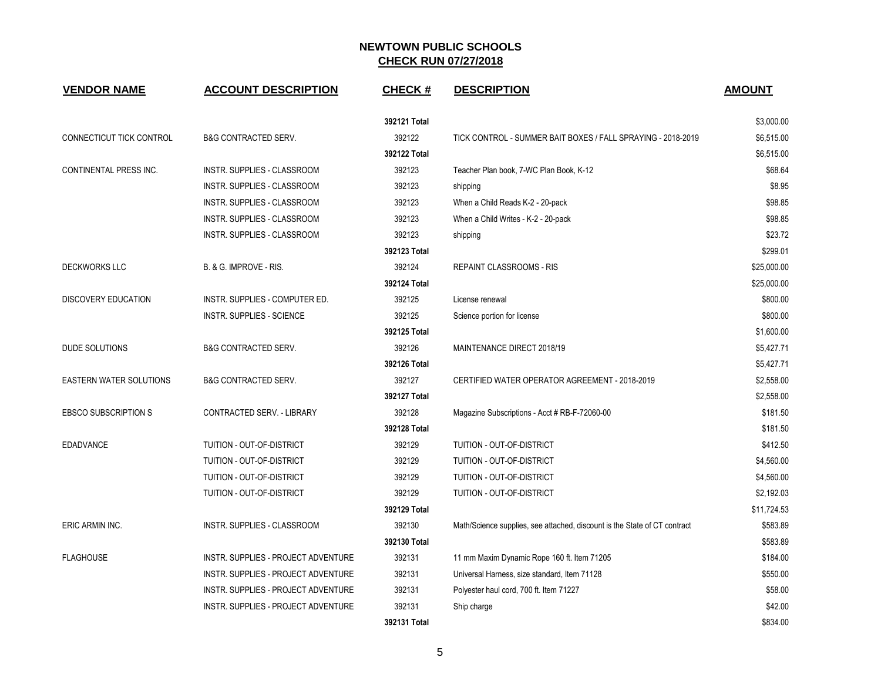## NEWTOWN PUBLIC SCHOOLS
## CHECK RUN 07/27/2018

| VENDOR NAME | ACCOUNT DESCRIPTION | CHECK # | DESCRIPTION | AMOUNT |
|---|---|---|---|---|
| | | 392121 Total | | $3,000.00 |
| CONNECTICUT TICK CONTROL | B&G CONTRACTED SERV. | 392122 | TICK CONTROL - SUMMER BAIT BOXES / FALL SPRAYING - 2018-2019 | $6,515.00 |
| | | 392122 Total | | $6,515.00 |
| CONTINENTAL PRESS INC. | INSTR. SUPPLIES - CLASSROOM | 392123 | Teacher Plan book, 7-WC Plan Book, K-12 | $68.64 |
| | INSTR. SUPPLIES - CLASSROOM | 392123 | shipping | $8.95 |
| | INSTR. SUPPLIES - CLASSROOM | 392123 | When a Child Reads K-2 - 20-pack | $98.85 |
| | INSTR. SUPPLIES - CLASSROOM | 392123 | When a Child Writes - K-2 - 20-pack | $98.85 |
| | INSTR. SUPPLIES - CLASSROOM | 392123 | shipping | $23.72 |
| | | 392123 Total | | $299.01 |
| DECKWORKS LLC | B. & G. IMPROVE - RIS. | 392124 | REPAINT CLASSROOMS - RIS | $25,000.00 |
| | | 392124 Total | | $25,000.00 |
| DISCOVERY EDUCATION | INSTR. SUPPLIES - COMPUTER ED. | 392125 | License renewal | $800.00 |
| | INSTR. SUPPLIES - SCIENCE | 392125 | Science portion for license | $800.00 |
| | | 392125 Total | | $1,600.00 |
| DUDE SOLUTIONS | B&G CONTRACTED SERV. | 392126 | MAINTENANCE DIRECT 2018/19 | $5,427.71 |
| | | 392126 Total | | $5,427.71 |
| EASTERN WATER SOLUTIONS | B&G CONTRACTED SERV. | 392127 | CERTIFIED WATER OPERATOR AGREEMENT - 2018-2019 | $2,558.00 |
| | | 392127 Total | | $2,558.00 |
| EBSCO SUBSCRIPTION S | CONTRACTED SERV. - LIBRARY | 392128 | Magazine Subscriptions - Acct # RB-F-72060-00 | $181.50 |
| | | 392128 Total | | $181.50 |
| EDADVANCE | TUITION - OUT-OF-DISTRICT | 392129 | TUITION - OUT-OF-DISTRICT | $412.50 |
| | TUITION - OUT-OF-DISTRICT | 392129 | TUITION - OUT-OF-DISTRICT | $4,560.00 |
| | TUITION - OUT-OF-DISTRICT | 392129 | TUITION - OUT-OF-DISTRICT | $4,560.00 |
| | TUITION - OUT-OF-DISTRICT | 392129 | TUITION - OUT-OF-DISTRICT | $2,192.03 |
| | | 392129 Total | | $11,724.53 |
| ERIC ARMIN INC. | INSTR. SUPPLIES - CLASSROOM | 392130 | Math/Science supplies, see attached, discount is the State of CT contract | $583.89 |
| | | 392130 Total | | $583.89 |
| FLAGHOUSE | INSTR. SUPPLIES - PROJECT ADVENTURE | 392131 | 11 mm Maxim Dynamic Rope 160 ft. Item 71205 | $184.00 |
| | INSTR. SUPPLIES - PROJECT ADVENTURE | 392131 | Universal Harness, size standard, Item 71128 | $550.00 |
| | INSTR. SUPPLIES - PROJECT ADVENTURE | 392131 | Polyester haul cord, 700 ft. Item 71227 | $58.00 |
| | INSTR. SUPPLIES - PROJECT ADVENTURE | 392131 | Ship charge | $42.00 |
| | | 392131 Total | | $834.00 |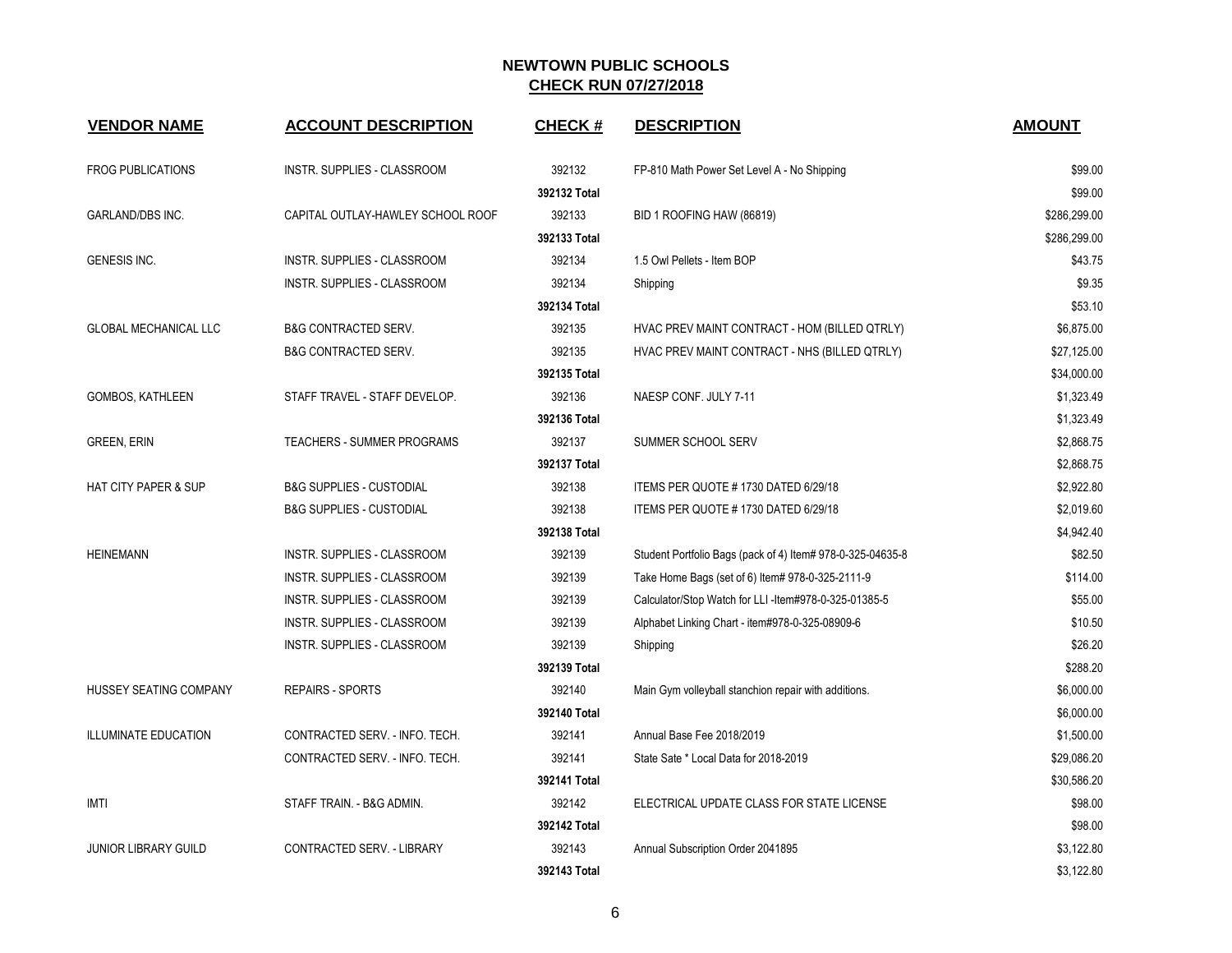# NEWTOWN PUBLIC SCHOOLS

## CHECK RUN 07/27/2018

| VENDOR NAME | ACCOUNT DESCRIPTION | CHECK # | DESCRIPTION | AMOUNT |
|---|---|---|---|---|
| FROG PUBLICATIONS | INSTR. SUPPLIES - CLASSROOM | 392132 | FP-810 Math Power Set Level A - No Shipping | $99.00 |
| | | 392132 Total | | $99.00 |
| GARLAND/DBS INC. | CAPITAL OUTLAY-HAWLEY SCHOOL ROOF | 392133 | BID 1 ROOFING HAW (86819) | $286,299.00 |
| | | 392133 Total | | $286,299.00 |
| GENESIS INC. | INSTR. SUPPLIES - CLASSROOM | 392134 | 1.5 Owl Pellets - Item BOP | $43.75 |
| | INSTR. SUPPLIES - CLASSROOM | 392134 | Shipping | $9.35 |
| | | 392134 Total | | $53.10 |
| GLOBAL MECHANICAL LLC | B&G CONTRACTED SERV. | 392135 | HVAC PREV MAINT CONTRACT - HOM (BILLED QTRLY) | $6,875.00 |
| | B&G CONTRACTED SERV. | 392135 | HVAC PREV MAINT CONTRACT - NHS (BILLED QTRLY) | $27,125.00 |
| | | 392135 Total | | $34,000.00 |
| GOMBOS, KATHLEEN | STAFF TRAVEL - STAFF DEVELOP. | 392136 | NAESP CONF. JULY 7-11 | $1,323.49 |
| | | 392136 Total | | $1,323.49 |
| GREEN, ERIN | TEACHERS - SUMMER PROGRAMS | 392137 | SUMMER SCHOOL SERV | $2,868.75 |
| | | 392137 Total | | $2,868.75 |
| HAT CITY PAPER & SUP | B&G SUPPLIES - CUSTODIAL | 392138 | ITEMS PER QUOTE # 1730 DATED 6/29/18 | $2,922.80 |
| | B&G SUPPLIES - CUSTODIAL | 392138 | ITEMS PER QUOTE # 1730 DATED 6/29/18 | $2,019.60 |
| | | 392138 Total | | $4,942.40 |
| HEINEMANN | INSTR. SUPPLIES - CLASSROOM | 392139 | Student Portfolio Bags (pack of 4) Item# 978-0-325-04635-8 | $82.50 |
| | INSTR. SUPPLIES - CLASSROOM | 392139 | Take Home Bags (set of 6) Item# 978-0-325-2111-9 | $114.00 |
| | INSTR. SUPPLIES - CLASSROOM | 392139 | Calculator/Stop Watch for LLI -Item#978-0-325-01385-5 | $55.00 |
| | INSTR. SUPPLIES - CLASSROOM | 392139 | Alphabet Linking Chart - item#978-0-325-08909-6 | $10.50 |
| | INSTR. SUPPLIES - CLASSROOM | 392139 | Shipping | $26.20 |
| | | 392139 Total | | $288.20 |
| HUSSEY SEATING COMPANY | REPAIRS - SPORTS | 392140 | Main Gym volleyball stanchion repair with additions. | $6,000.00 |
| | | 392140 Total | | $6,000.00 |
| ILLUMINATE EDUCATION | CONTRACTED SERV. - INFO. TECH. | 392141 | Annual Base Fee 2018/2019 | $1,500.00 |
| | CONTRACTED SERV. - INFO. TECH. | 392141 | State Sate * Local Data for 2018-2019 | $29,086.20 |
| | | 392141 Total | | $30,586.20 |
| IMTI | STAFF TRAIN. - B&G ADMIN. | 392142 | ELECTRICAL UPDATE CLASS FOR STATE LICENSE | $98.00 |
| | | 392142 Total | | $98.00 |
| JUNIOR LIBRARY GUILD | CONTRACTED SERV. - LIBRARY | 392143 | Annual Subscription Order 2041895 | $3,122.80 |
| | | 392143 Total | | $3,122.80 |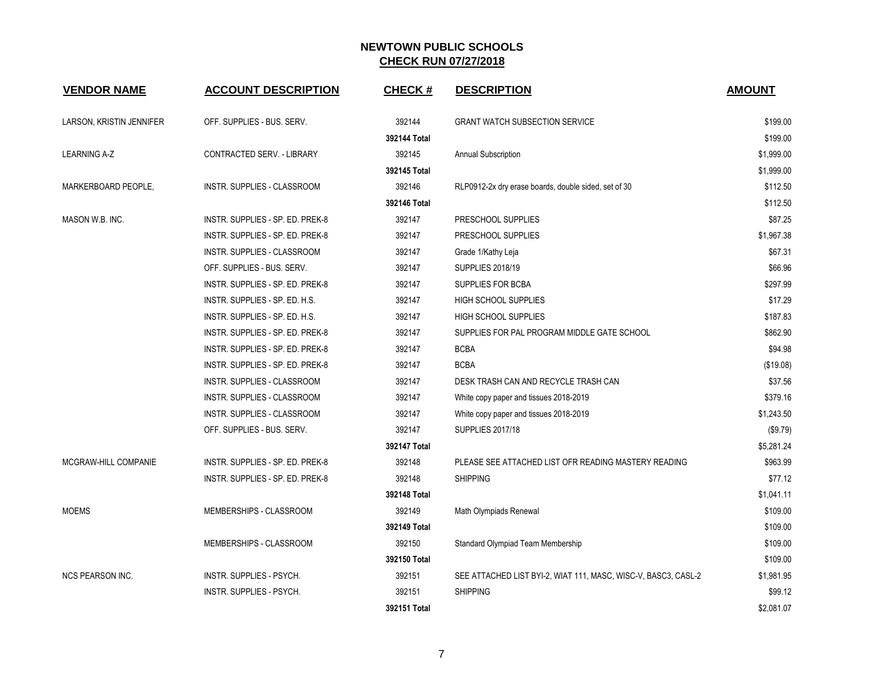# NEWTOWN PUBLIC SCHOOLS

## CHECK RUN 07/27/2018

| VENDOR NAME | ACCOUNT DESCRIPTION | CHECK # | DESCRIPTION | AMOUNT |
|---|---|---|---|---|
| LARSON, KRISTIN JENNIFER | OFF. SUPPLIES - BUS. SERV. | 392144 | GRANT WATCH SUBSECTION SERVICE | $199.00 |
| | | 392144 Total | | $199.00 |
| LEARNING A-Z | CONTRACTED SERV. - LIBRARY | 392145 | Annual Subscription | $1,999.00 |
| | | 392145 Total | | $1,999.00 |
| MARKERBOARD PEOPLE, | INSTR. SUPPLIES - CLASSROOM | 392146 | RLP0912-2x dry erase boards, double sided, set of 30 | $112.50 |
| | | 392146 Total | | $112.50 |
| MASON W.B. INC. | INSTR. SUPPLIES - SP. ED. PREK-8 | 392147 | PRESCHOOL SUPPLIES | $87.25 |
| | INSTR. SUPPLIES - SP. ED. PREK-8 | 392147 | PRESCHOOL SUPPLIES | $1,967.38 |
| | INSTR. SUPPLIES - CLASSROOM | 392147 | Grade 1/Kathy Leja | $67.31 |
| | OFF. SUPPLIES - BUS. SERV. | 392147 | SUPPLIES 2018/19 | $66.96 |
| | INSTR. SUPPLIES - SP. ED. PREK-8 | 392147 | SUPPLIES FOR BCBA | $297.99 |
| | INSTR. SUPPLIES - SP. ED. H.S. | 392147 | HIGH SCHOOL SUPPLIES | $17.29 |
| | INSTR. SUPPLIES - SP. ED. H.S. | 392147 | HIGH SCHOOL SUPPLIES | $187.83 |
| | INSTR. SUPPLIES - SP. ED. PREK-8 | 392147 | SUPPLIES FOR PAL PROGRAM MIDDLE GATE SCHOOL | $862.90 |
| | INSTR. SUPPLIES - SP. ED. PREK-8 | 392147 | BCBA | $94.98 |
| | INSTR. SUPPLIES - SP. ED. PREK-8 | 392147 | BCBA | ($19.08) |
| | INSTR. SUPPLIES - CLASSROOM | 392147 | DESK TRASH CAN AND RECYCLE TRASH CAN | $37.56 |
| | INSTR. SUPPLIES - CLASSROOM | 392147 | White copy paper and tissues 2018-2019 | $379.16 |
| | INSTR. SUPPLIES - CLASSROOM | 392147 | White copy paper and tissues 2018-2019 | $1,243.50 |
| | OFF. SUPPLIES - BUS. SERV. | 392147 | SUPPLIES 2017/18 | ($9.79) |
| | | 392147 Total | | $5,281.24 |
| MCGRAW-HILL COMPANIE | INSTR. SUPPLIES - SP. ED. PREK-8 | 392148 | PLEASE SEE ATTACHED LIST OFR READING MASTERY READING | $963.99 |
| | INSTR. SUPPLIES - SP. ED. PREK-8 | 392148 | SHIPPING | $77.12 |
| | | 392148 Total | | $1,041.11 |
| MOEMS | MEMBERSHIPS - CLASSROOM | 392149 | Math Olympiads Renewal | $109.00 |
| | | 392149 Total | | $109.00 |
| | MEMBERSHIPS - CLASSROOM | 392150 | Standard Olympiad Team Membership | $109.00 |
| | | 392150 Total | | $109.00 |
| NCS PEARSON INC. | INSTR. SUPPLIES - PSYCH. | 392151 | SEE ATTACHED LIST BYI-2, WIAT 111, MASC, WISC-V, BASC3, CASL-2 | $1,981.95 |
| | INSTR. SUPPLIES - PSYCH. | 392151 | SHIPPING | $99.12 |
| | | 392151 Total | | $2,081.07 |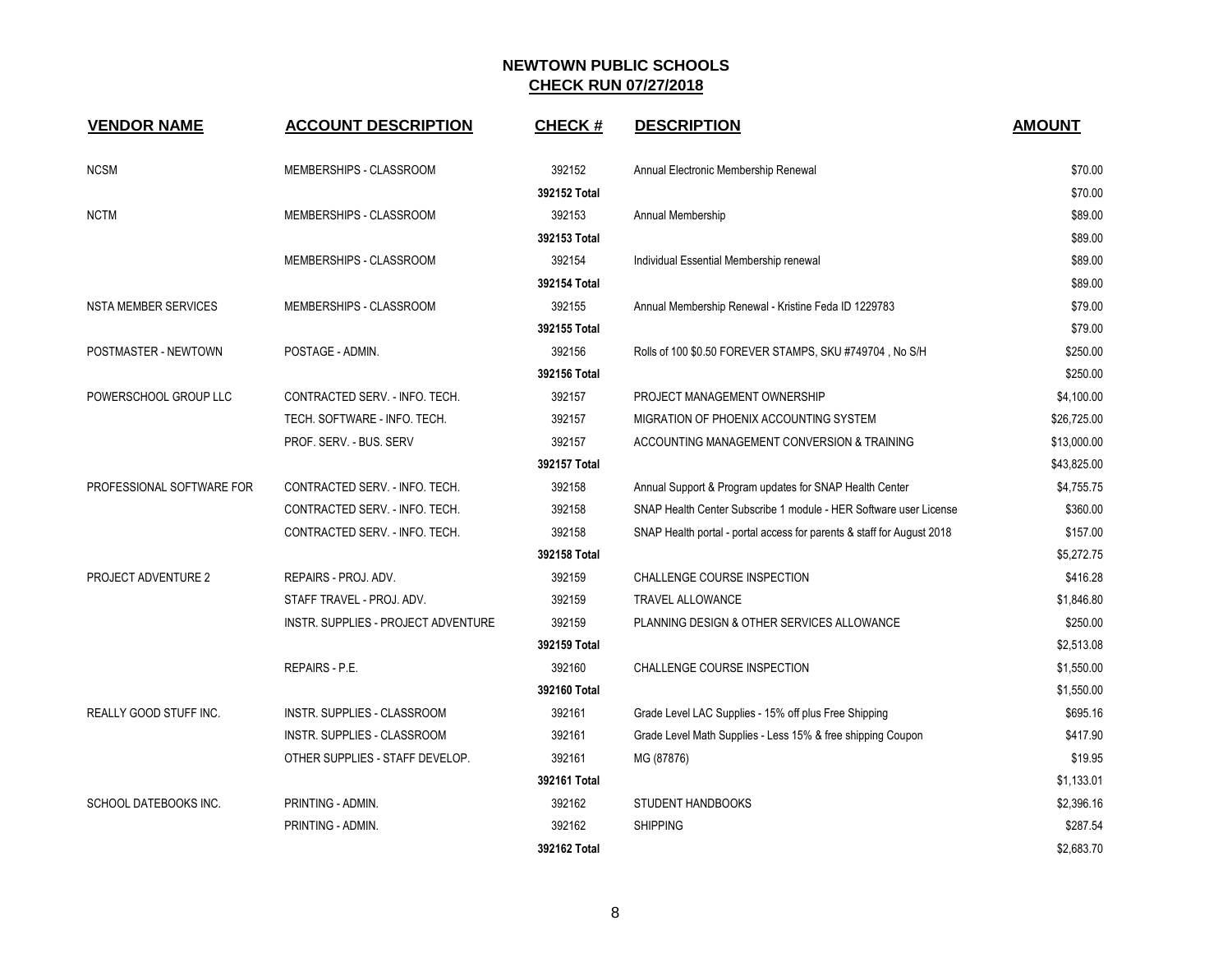# NEWTOWN PUBLIC SCHOOLS

## CHECK RUN 07/27/2018

| VENDOR NAME | ACCOUNT DESCRIPTION | CHECK # | DESCRIPTION | AMOUNT |
|---|---|---|---|---|
| NCSM | MEMBERSHIPS - CLASSROOM | 392152 | Annual Electronic Membership Renewal | $70.00 |
| | | 392152 Total | | $70.00 |
| NCTM | MEMBERSHIPS - CLASSROOM | 392153 | Annual Membership | $89.00 |
| | | 392153 Total | | $89.00 |
| | MEMBERSHIPS - CLASSROOM | 392154 | Individual Essential Membership renewal | $89.00 |
| | | 392154 Total | | $89.00 |
| NSTA MEMBER SERVICES | MEMBERSHIPS - CLASSROOM | 392155 | Annual Membership Renewal - Kristine Feda ID 1229783 | $79.00 |
| | | 392155 Total | | $79.00 |
| POSTMASTER - NEWTOWN | POSTAGE - ADMIN. | 392156 | Rolls of 100 $0.50 FOREVER STAMPS, SKU #749704 , No S/H | $250.00 |
| | | 392156 Total | | $250.00 |
| POWERSCHOOL GROUP LLC | CONTRACTED SERV. - INFO. TECH. | 392157 | PROJECT MANAGEMENT OWNERSHIP | $4,100.00 |
| | TECH. SOFTWARE - INFO. TECH. | 392157 | MIGRATION OF PHOENIX ACCOUNTING SYSTEM | $26,725.00 |
| | PROF. SERV. - BUS. SERV | 392157 | ACCOUNTING MANAGEMENT CONVERSION & TRAINING | $13,000.00 |
| | | 392157 Total | | $43,825.00 |
| PROFESSIONAL SOFTWARE FOR | CONTRACTED SERV. - INFO. TECH. | 392158 | Annual Support & Program updates for SNAP Health Center | $4,755.75 |
| | CONTRACTED SERV. - INFO. TECH. | 392158 | SNAP Health Center Subscribe 1 module - HER Software user License | $360.00 |
| | CONTRACTED SERV. - INFO. TECH. | 392158 | SNAP Health portal - portal access for parents & staff for August 2018 | $157.00 |
| | | 392158 Total | | $5,272.75 |
| PROJECT ADVENTURE 2 | REPAIRS - PROJ. ADV. | 392159 | CHALLENGE COURSE INSPECTION | $416.28 |
| | STAFF TRAVEL - PROJ. ADV. | 392159 | TRAVEL ALLOWANCE | $1,846.80 |
| | INSTR. SUPPLIES - PROJECT ADVENTURE | 392159 | PLANNING DESIGN & OTHER SERVICES ALLOWANCE | $250.00 |
| | | 392159 Total | | $2,513.08 |
| | REPAIRS - P.E. | 392160 | CHALLENGE COURSE INSPECTION | $1,550.00 |
| | | 392160 Total | | $1,550.00 |
| REALLY GOOD STUFF INC. | INSTR. SUPPLIES - CLASSROOM | 392161 | Grade Level LAC Supplies - 15% off plus Free Shipping | $695.16 |
| | INSTR. SUPPLIES - CLASSROOM | 392161 | Grade Level Math Supplies - Less 15% & free shipping Coupon | $417.90 |
| | OTHER SUPPLIES - STAFF DEVELOP. | 392161 | MG (87876) | $19.95 |
| | | 392161 Total | | $1,133.01 |
| SCHOOL DATEBOOKS INC. | PRINTING - ADMIN. | 392162 | STUDENT HANDBOOKS | $2,396.16 |
| | PRINTING - ADMIN. | 392162 | SHIPPING | $287.54 |
| | | 392162 Total | | $2,683.70 |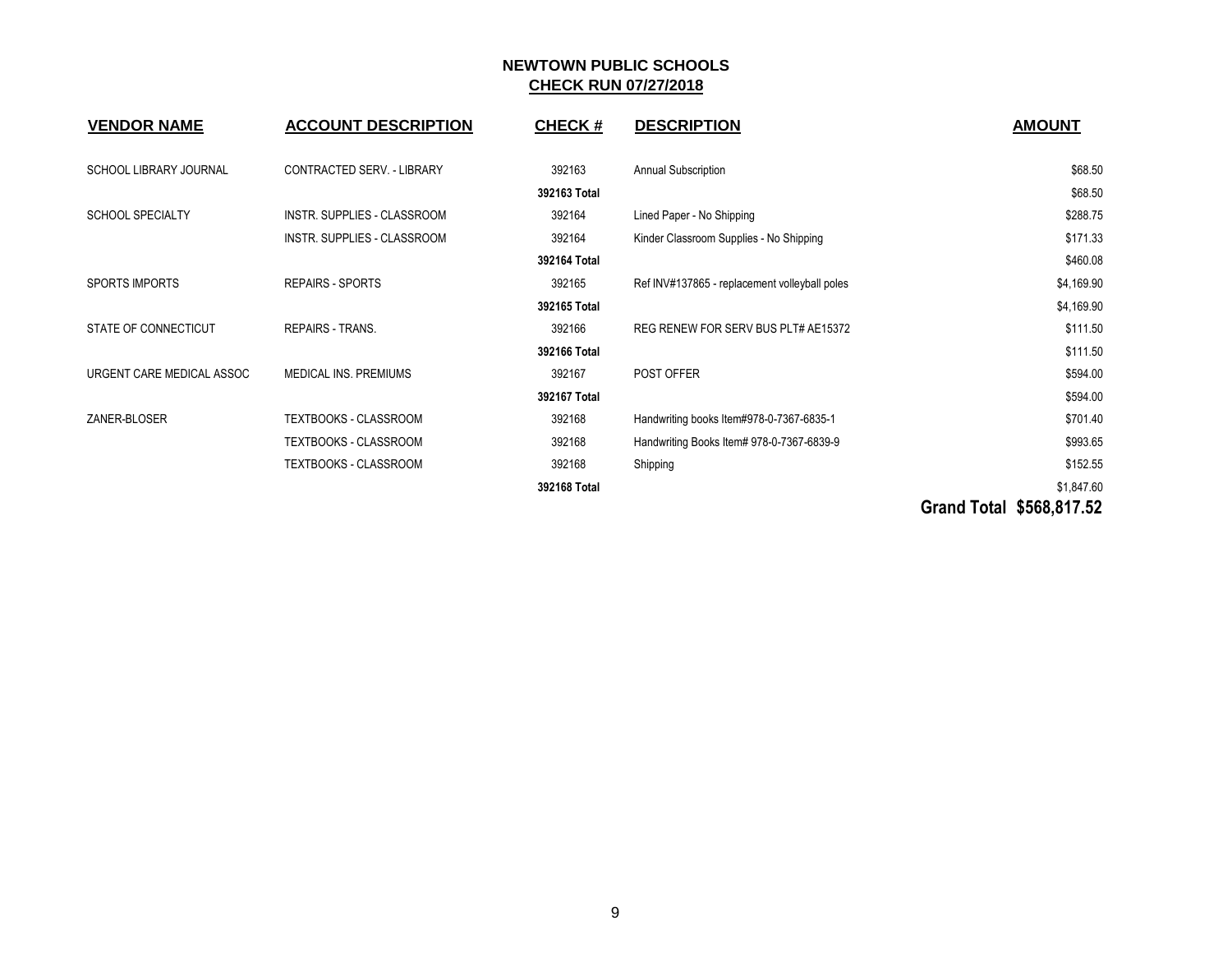## NEWTOWN PUBLIC SCHOOLS
## CHECK RUN 07/27/2018

| VENDOR NAME | ACCOUNT DESCRIPTION | CHECK # | DESCRIPTION | AMOUNT |
|---|---|---|---|---|
| SCHOOL LIBRARY JOURNAL | CONTRACTED SERV. - LIBRARY | 392163 | Annual Subscription | $68.50 |
| | | **392163 Total** | | $68.50 |
| SCHOOL SPECIALTY | INSTR. SUPPLIES - CLASSROOM | 392164 | Lined Paper - No Shipping | $288.75 |
| | INSTR. SUPPLIES - CLASSROOM | 392164 | Kinder Classroom Supplies - No Shipping | $171.33 |
| | | **392164 Total** | | $460.08 |
| SPORTS IMPORTS | REPAIRS - SPORTS | 392165 | Ref INV#137865 - replacement volleyball poles | $4,169.90 |
| | | **392165 Total** | | $4,169.90 |
| STATE OF CONNECTICUT | REPAIRS - TRANS. | 392166 | REG RENEW FOR SERV BUS PLT# AE15372 | $111.50 |
| | | **392166 Total** | | $111.50 |
| URGENT CARE MEDICAL ASSOC | MEDICAL INS. PREMIUMS | 392167 | POST OFFER | $594.00 |
| | | **392167 Total** | | $594.00 |
| ZANER-BLOSER | TEXTBOOKS - CLASSROOM | 392168 | Handwriting books Item#978-0-7367-6835-1 | $701.40 |
| | TEXTBOOKS - CLASSROOM | 392168 | Handwriting Books Item# 978-0-7367-6839-9 | $993.65 |
| | TEXTBOOKS - CLASSROOM | 392168 | Shipping | $152.55 |
| | | **392168 Total** | | $1,847.60 |
| | | | **Grand Total** | **$568,817.52** |